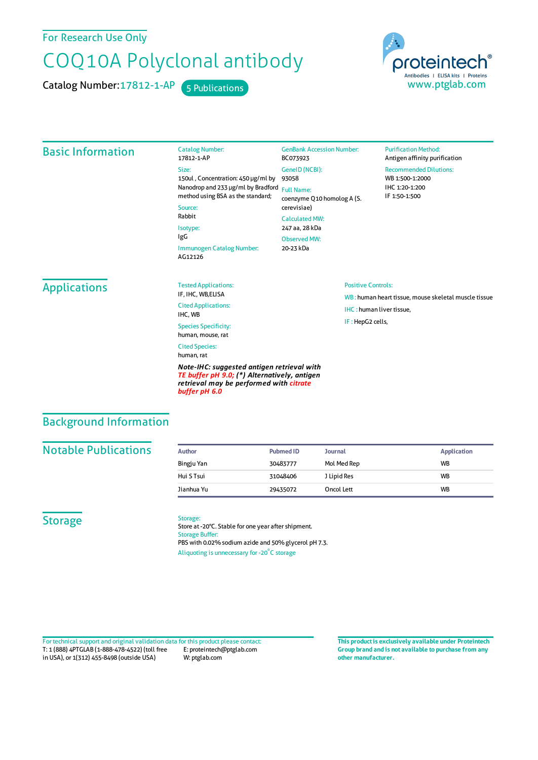For Research Use Only

# COQ10A Polyclonal antibody

Catalog Number: 17812-1-AP    5 Publications

proteintech®
Antibodies | ELISA kits | Proteins
www.ptglab.com

## Basic Information

Catalog Number:
17812-1-AP

Size:
150ul , Concentration: 450 μg/ml by Nanodrop and 233 μg/ml by Bradford method using BSA as the standard;

Source:
Rabbit

Isotype:
IgG

Immunogen Catalog Number:
AG12126

GenBank Accession Number:
BC073923

GeneID (NCBI):
93058

Full Name:
coenzyme Q10 homolog A (S. cerevisiae)

Calculated MW:
247 aa, 28 kDa

Observed MW:
20-23 kDa

Purification Method:
Antigen affinity purification

Recommended Dilutions:
WB 1:500-1:2000
IHC 1:20-1:200
IF 1:50-1:500

## Applications

Tested Applications:
IF, IHC, WB,ELISA

Cited Applications:
IHC, WB

Species Specificity:
human, mouse, rat

Cited Species:
human, rat

***Note-IHC: suggested antigen retrieval with TE buffer pH 9.0; (\*) Alternatively, antigen retrieval may be performed with citrate buffer pH 6.0***

Positive Controls:

WB : human heart tissue, mouse skeletal muscle tissue

IHC : human liver tissue,

IF : HepG2 cells,

## Background Information

## Notable Publications

| Author | Pubmed ID | Journal | Application |
|---|---|---|---|
| Bingju Yan | 30483777 | Mol Med Rep | WB |
| Hui S Tsui | 31048406 | J Lipid Res | WB |
| Jianhua Yu | 29435072 | Oncol Lett | WB |

## Storage

Storage:
Store at -20°C. Stable for one year after shipment.

Storage Buffer:
PBS with 0.02% sodium azide and 50% glycerol pH 7.3.

Aliquoting is unnecessary for -20°C storage

For technical support and original validation data for this product please contact:
T: 1 (888) 4PTGLAB (1-888-478-4522) (toll free in USA), or 1(312) 455-8498 (outside USA)
E: proteintech@ptglab.com
W: ptglab.com

**This product is exclusively available under Proteintech Group brand and is not available to purchase from any other manufacturer.**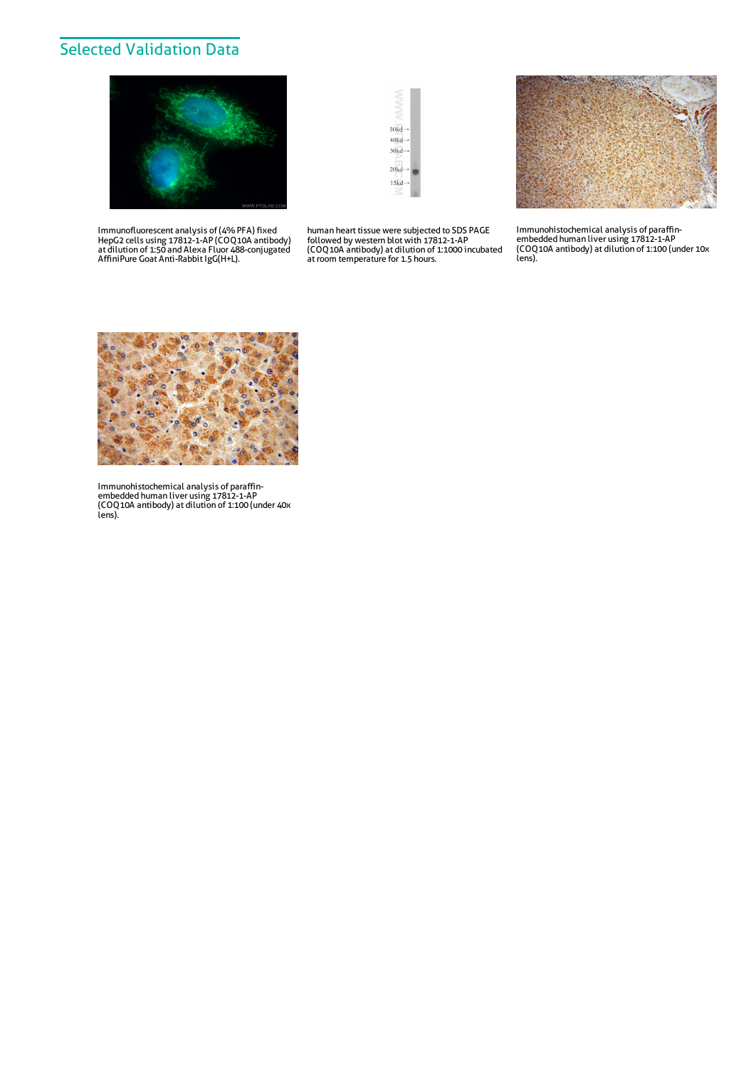## Selected Validation Data

Immunofluorescent analysis of (4% PFA) fixed HepG2 cells using 17812-1-AP (COQ10A antibody) at dilution of 1:50 and Alexa Fluor 488-conjugated AffiniPure Goat Anti-Rabbit IgG(H+L).

human heart tissue were subjected to SDS PAGE followed by western blot with 17812-1-AP (COQ10A antibody) at dilution of 1:1000 incubated at room temperature for 1.5 hours.

Immunohistochemical analysis of paraffin-embedded human liver using 17812-1-AP (COQ10A antibody) at dilution of 1:100 (under 10x lens).

Immunohistochemical analysis of paraffin-embedded human liver using 17812-1-AP (COQ10A antibody) at dilution of 1:100 (under 40x lens).